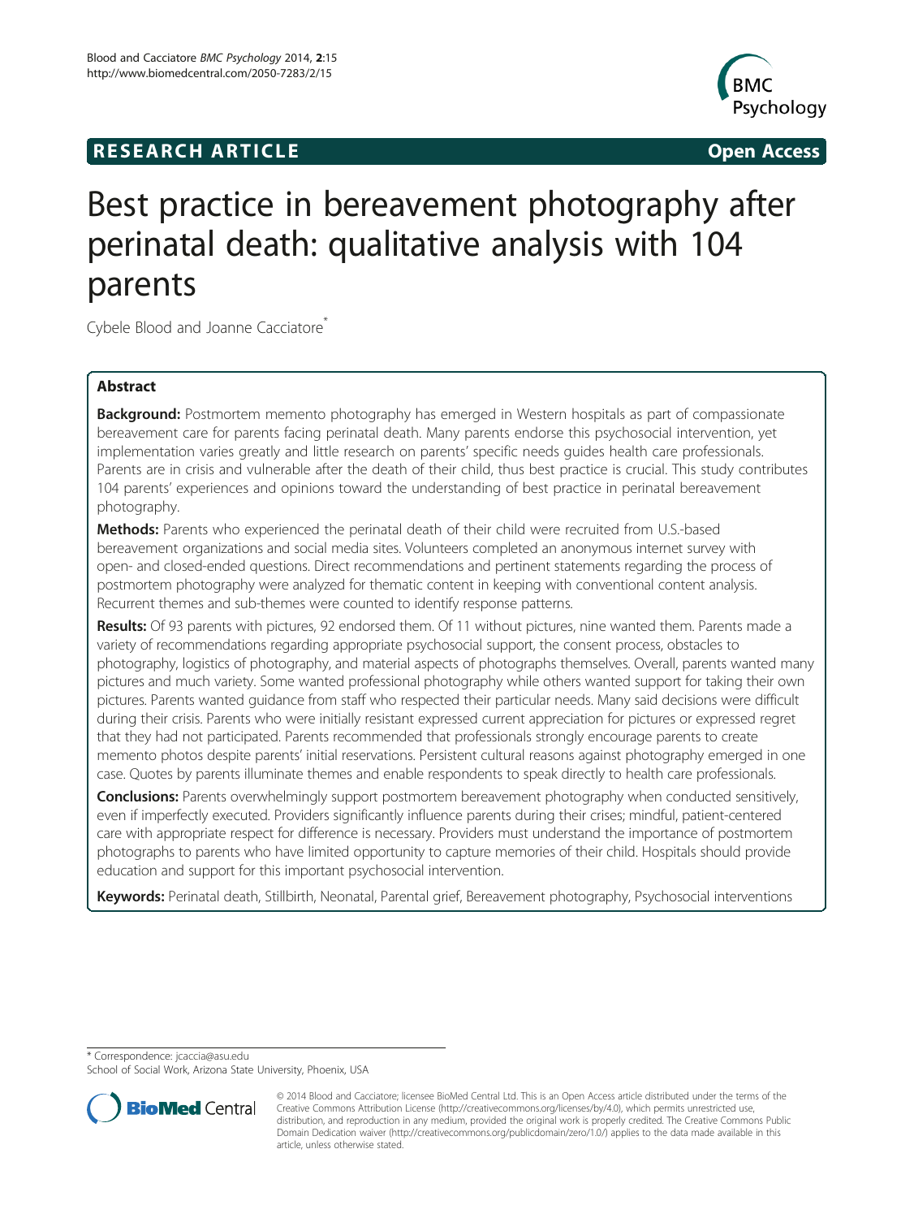**RESEARCH ARTICLE** **Open Access**

# Best practice in bereavement photography after perinatal death: qualitative analysis with 104 parents

Cybele Blood and Joanne Cacciatore*

## Abstract

**Background:** Postmortem memento photography has emerged in Western hospitals as part of compassionate bereavement care for parents facing perinatal death. Many parents endorse this psychosocial intervention, yet implementation varies greatly and little research on parents' specific needs guides health care professionals. Parents are in crisis and vulnerable after the death of their child, thus best practice is crucial. This study contributes 104 parents' experiences and opinions toward the understanding of best practice in perinatal bereavement photography.

**Methods:** Parents who experienced the perinatal death of their child were recruited from U.S.-based bereavement organizations and social media sites. Volunteers completed an anonymous internet survey with open- and closed-ended questions. Direct recommendations and pertinent statements regarding the process of postmortem photography were analyzed for thematic content in keeping with conventional content analysis. Recurrent themes and sub-themes were counted to identify response patterns.

**Results:** Of 93 parents with pictures, 92 endorsed them. Of 11 without pictures, nine wanted them. Parents made a variety of recommendations regarding appropriate psychosocial support, the consent process, obstacles to photography, logistics of photography, and material aspects of photographs themselves. Overall, parents wanted many pictures and much variety. Some wanted professional photography while others wanted support for taking their own pictures. Parents wanted guidance from staff who respected their particular needs. Many said decisions were difficult during their crisis. Parents who were initially resistant expressed current appreciation for pictures or expressed regret that they had not participated. Parents recommended that professionals strongly encourage parents to create memento photos despite parents' initial reservations. Persistent cultural reasons against photography emerged in one case. Quotes by parents illuminate themes and enable respondents to speak directly to health care professionals.

**Conclusions:** Parents overwhelmingly support postmortem bereavement photography when conducted sensitively, even if imperfectly executed. Providers significantly influence parents during their crises; mindful, patient-centered care with appropriate respect for difference is necessary. Providers must understand the importance of postmortem photographs to parents who have limited opportunity to capture memories of their child. Hospitals should provide education and support for this important psychosocial intervention.

**Keywords:** Perinatal death, Stillbirth, Neonatal, Parental grief, Bereavement photography, Psychosocial interventions

---

* Correspondence: jcaccia@asu.edu
School of Social Work, Arizona State University, Phoenix, USA

© 2014 Blood and Cacciatore; licensee BioMed Central Ltd. This is an Open Access article distributed under the terms of the Creative Commons Attribution License (http://creativecommons.org/licenses/by/4.0), which permits unrestricted use, distribution, and reproduction in any medium, provided the original work is properly credited. The Creative Commons Public Domain Dedication waiver (http://creativecommons.org/publicdomain/zero/1.0/) applies to the data made available in this article, unless otherwise stated.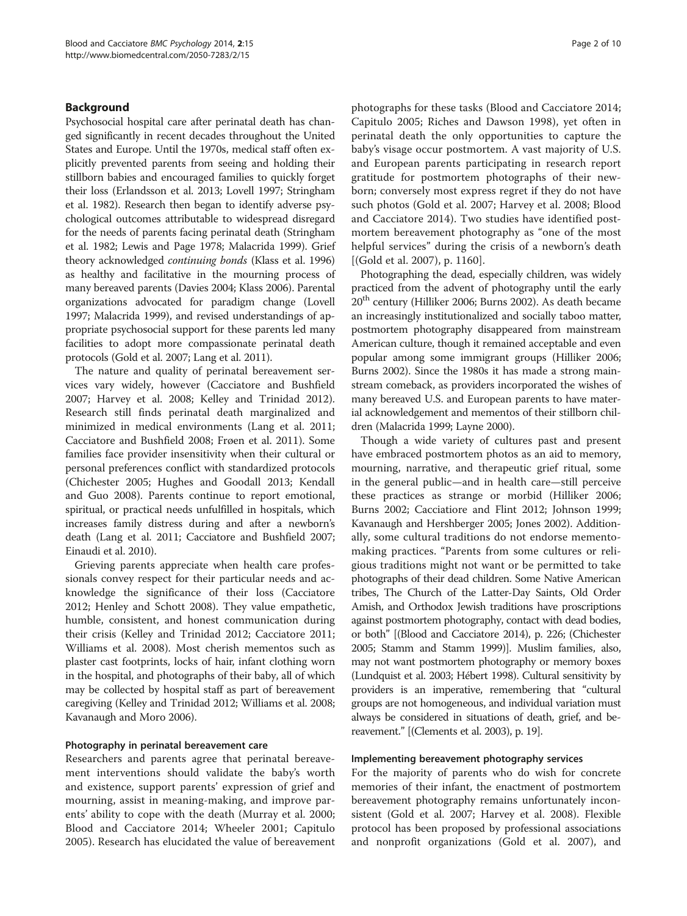## Background

Psychosocial hospital care after perinatal death has changed significantly in recent decades throughout the United States and Europe. Until the 1970s, medical staff often explicitly prevented parents from seeing and holding their stillborn babies and encouraged families to quickly forget their loss (Erlandsson et al. 2013; Lovell 1997; Stringham et al. 1982). Research then began to identify adverse psychological outcomes attributable to widespread disregard for the needs of parents facing perinatal death (Stringham et al. 1982; Lewis and Page 1978; Malacrida 1999). Grief theory acknowledged *continuing bonds* (Klass et al. 1996) as healthy and facilitative in the mourning process of many bereaved parents (Davies 2004; Klass 2006). Parental organizations advocated for paradigm change (Lovell 1997; Malacrida 1999), and revised understandings of appropriate psychosocial support for these parents led many facilities to adopt more compassionate perinatal death protocols (Gold et al. 2007; Lang et al. 2011).

The nature and quality of perinatal bereavement services vary widely, however (Cacciatore and Bushfield 2007; Harvey et al. 2008; Kelley and Trinidad 2012). Research still finds perinatal death marginalized and minimized in medical environments (Lang et al. 2011; Cacciatore and Bushfield 2008; Frøen et al. 2011). Some families face provider insensitivity when their cultural or personal preferences conflict with standardized protocols (Chichester 2005; Hughes and Goodall 2013; Kendall and Guo 2008). Parents continue to report emotional, spiritual, or practical needs unfulfilled in hospitals, which increases family distress during and after a newborn's death (Lang et al. 2011; Cacciatore and Bushfield 2007; Einaudi et al. 2010).

Grieving parents appreciate when health care professionals convey respect for their particular needs and acknowledge the significance of their loss (Cacciatore 2012; Henley and Schott 2008). They value empathetic, humble, consistent, and honest communication during their crisis (Kelley and Trinidad 2012; Cacciatore 2011; Williams et al. 2008). Most cherish mementos such as plaster cast footprints, locks of hair, infant clothing worn in the hospital, and photographs of their baby, all of which may be collected by hospital staff as part of bereavement caregiving (Kelley and Trinidad 2012; Williams et al. 2008; Kavanaugh and Moro 2006).

### Photography in perinatal bereavement care

Researchers and parents agree that perinatal bereavement interventions should validate the baby's worth and existence, support parents' expression of grief and mourning, assist in meaning-making, and improve parents' ability to cope with the death (Murray et al. 2000; Blood and Cacciatore 2014; Wheeler 2001; Capitulo 2005). Research has elucidated the value of bereavement photographs for these tasks (Blood and Cacciatore 2014; Capitulo 2005; Riches and Dawson 1998), yet often in perinatal death the only opportunities to capture the baby's visage occur postmortem. A vast majority of U.S. and European parents participating in research report gratitude for postmortem photographs of their newborn; conversely most express regret if they do not have such photos (Gold et al. 2007; Harvey et al. 2008; Blood and Cacciatore 2014). Two studies have identified postmortem bereavement photography as "one of the most helpful services" during the crisis of a newborn's death [(Gold et al. 2007), p. 1160].

Photographing the dead, especially children, was widely practiced from the advent of photography until the early 20th century (Hilliker 2006; Burns 2002). As death became an increasingly institutionalized and socially taboo matter, postmortem photography disappeared from mainstream American culture, though it remained acceptable and even popular among some immigrant groups (Hilliker 2006; Burns 2002). Since the 1980s it has made a strong mainstream comeback, as providers incorporated the wishes of many bereaved U.S. and European parents to have material acknowledgement and mementos of their stillborn children (Malacrida 1999; Layne 2000).

Though a wide variety of cultures past and present have embraced postmortem photos as an aid to memory, mourning, narrative, and therapeutic grief ritual, some in the general public—and in health care—still perceive these practices as strange or morbid (Hilliker 2006; Burns 2002; Cacciatiore and Flint 2012; Johnson 1999; Kavanaugh and Hershberger 2005; Jones 2002). Additionally, some cultural traditions do not endorse memento-making practices. "Parents from some cultures or religious traditions might not want or be permitted to take photographs of their dead children. Some Native American tribes, The Church of the Latter-Day Saints, Old Order Amish, and Orthodox Jewish traditions have proscriptions against postmortem photography, contact with dead bodies, or both" [(Blood and Cacciatore 2014), p. 226; (Chichester 2005; Stamm and Stamm 1999)]. Muslim families, also, may not want postmortem photography or memory boxes (Lundquist et al. 2003; Hébert 1998). Cultural sensitivity by providers is an imperative, remembering that "cultural groups are not homogeneous, and individual variation must always be considered in situations of death, grief, and bereavement." [(Clements et al. 2003), p. 19].

### Implementing bereavement photography services

For the majority of parents who do wish for concrete memories of their infant, the enactment of postmortem bereavement photography remains unfortunately inconsistent (Gold et al. 2007; Harvey et al. 2008). Flexible protocol has been proposed by professional associations and nonprofit organizations (Gold et al. 2007), and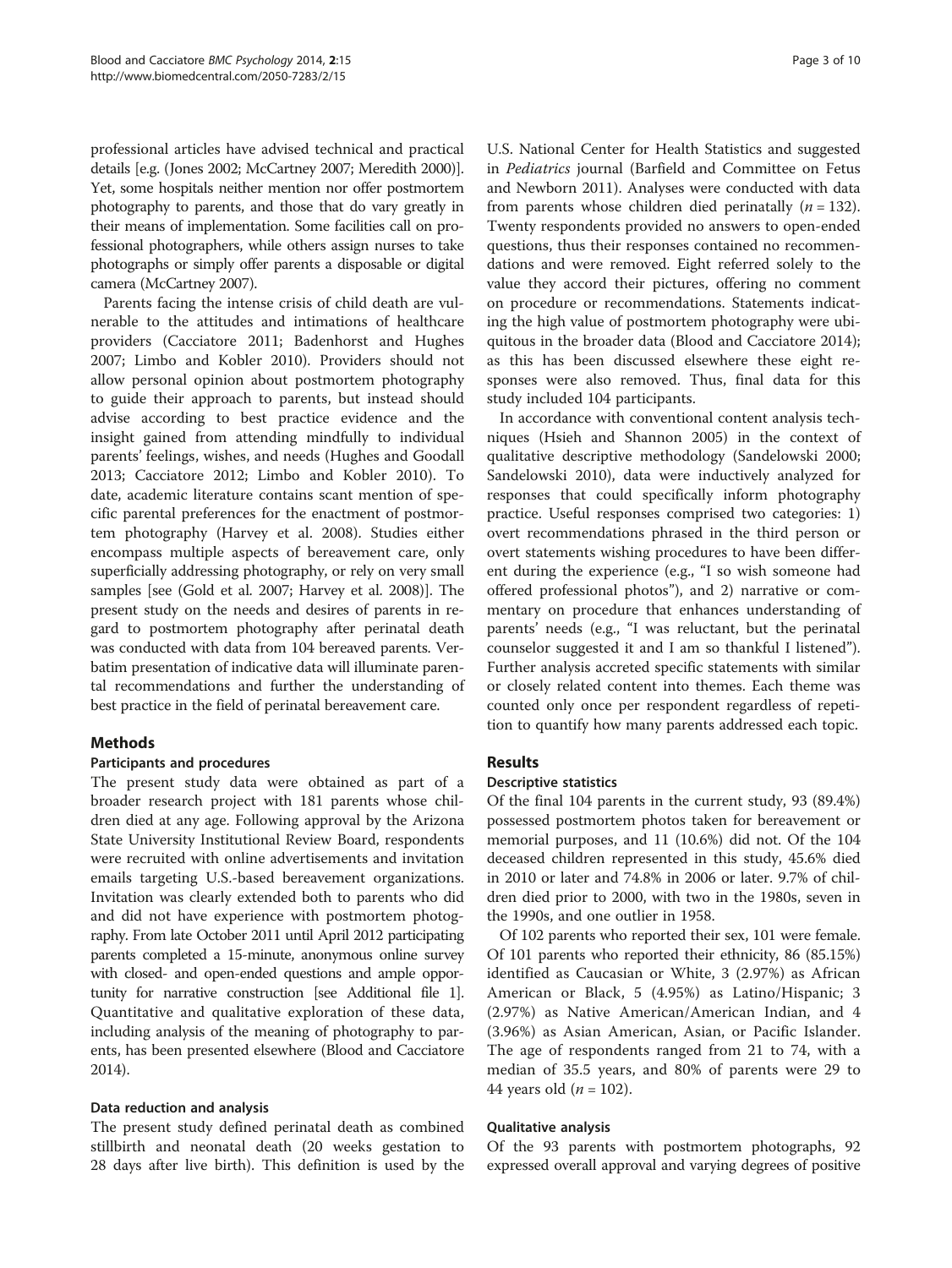professional articles have advised technical and practical details [e.g. (Jones 2002; McCartney 2007; Meredith 2000)]. Yet, some hospitals neither mention nor offer postmortem photography to parents, and those that do vary greatly in their means of implementation. Some facilities call on professional photographers, while others assign nurses to take photographs or simply offer parents a disposable or digital camera (McCartney 2007).

Parents facing the intense crisis of child death are vulnerable to the attitudes and intimations of healthcare providers (Cacciatore 2011; Badenhorst and Hughes 2007; Limbo and Kobler 2010). Providers should not allow personal opinion about postmortem photography to guide their approach to parents, but instead should advise according to best practice evidence and the insight gained from attending mindfully to individual parents' feelings, wishes, and needs (Hughes and Goodall 2013; Cacciatore 2012; Limbo and Kobler 2010). To date, academic literature contains scant mention of specific parental preferences for the enactment of postmortem photography (Harvey et al. 2008). Studies either encompass multiple aspects of bereavement care, only superficially addressing photography, or rely on very small samples [see (Gold et al. 2007; Harvey et al. 2008)]. The present study on the needs and desires of parents in regard to postmortem photography after perinatal death was conducted with data from 104 bereaved parents. Verbatim presentation of indicative data will illuminate parental recommendations and further the understanding of best practice in the field of perinatal bereavement care.

## Methods

### Participants and procedures

The present study data were obtained as part of a broader research project with 181 parents whose children died at any age. Following approval by the Arizona State University Institutional Review Board, respondents were recruited with online advertisements and invitation emails targeting U.S.-based bereavement organizations. Invitation was clearly extended both to parents who did and did not have experience with postmortem photography. From late October 2011 until April 2012 participating parents completed a 15-minute, anonymous online survey with closed- and open-ended questions and ample opportunity for narrative construction [see Additional file 1]. Quantitative and qualitative exploration of these data, including analysis of the meaning of photography to parents, has been presented elsewhere (Blood and Cacciatore 2014).

### Data reduction and analysis

The present study defined perinatal death as combined stillbirth and neonatal death (20 weeks gestation to 28 days after live birth). This definition is used by the U.S. National Center for Health Statistics and suggested in *Pediatrics* journal (Barfield and Committee on Fetus and Newborn 2011). Analyses were conducted with data from parents whose children died perinatally ($n = 132$). Twenty respondents provided no answers to open-ended questions, thus their responses contained no recommendations and were removed. Eight referred solely to the value they accord their pictures, offering no comment on procedure or recommendations. Statements indicating the high value of postmortem photography were ubiquitous in the broader data (Blood and Cacciatore 2014); as this has been discussed elsewhere these eight responses were also removed. Thus, final data for this study included 104 participants.

In accordance with conventional content analysis techniques (Hsieh and Shannon 2005) in the context of qualitative descriptive methodology (Sandelowski 2000; Sandelowski 2010), data were inductively analyzed for responses that could specifically inform photography practice. Useful responses comprised two categories: 1) overt recommendations phrased in the third person or overt statements wishing procedures to have been different during the experience (e.g., "I so wish someone had offered professional photos"), and 2) narrative or commentary on procedure that enhances understanding of parents' needs (e.g., "I was reluctant, but the perinatal counselor suggested it and I am so thankful I listened"). Further analysis accreted specific statements with similar or closely related content into themes. Each theme was counted only once per respondent regardless of repetition to quantify how many parents addressed each topic.

## Results

### Descriptive statistics

Of the final 104 parents in the current study, 93 (89.4%) possessed postmortem photos taken for bereavement or memorial purposes, and 11 (10.6%) did not. Of the 104 deceased children represented in this study, 45.6% died in 2010 or later and 74.8% in 2006 or later. 9.7% of children died prior to 2000, with two in the 1980s, seven in the 1990s, and one outlier in 1958.

Of 102 parents who reported their sex, 101 were female. Of 101 parents who reported their ethnicity, 86 (85.15%) identified as Caucasian or White, 3 (2.97%) as African American or Black, 5 (4.95%) as Latino/Hispanic; 3 (2.97%) as Native American/American Indian, and 4 (3.96%) as Asian American, Asian, or Pacific Islander. The age of respondents ranged from 21 to 74, with a median of 35.5 years, and 80% of parents were 29 to 44 years old ($n = 102$).

### Qualitative analysis

Of the 93 parents with postmortem photographs, 92 expressed overall approval and varying degrees of positive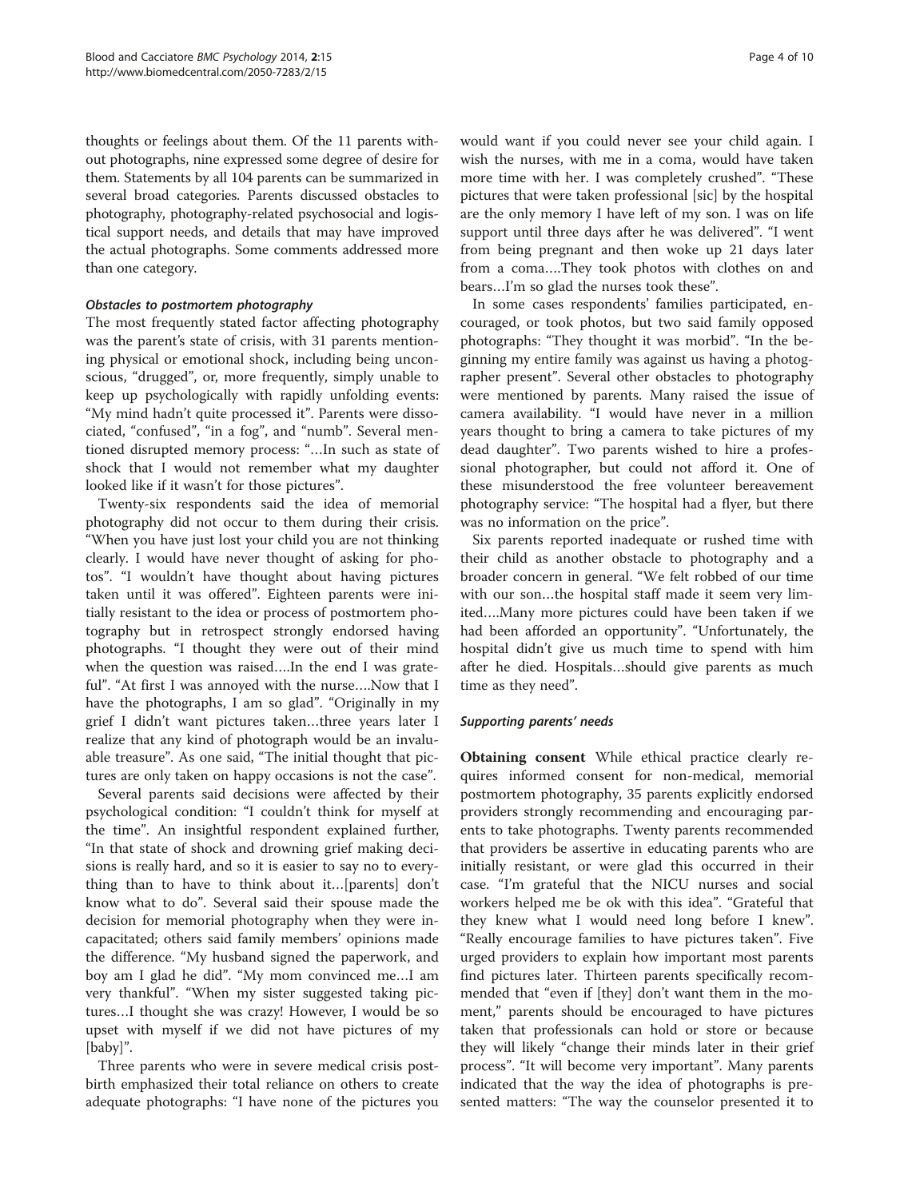thoughts or feelings about them. Of the 11 parents without photographs, nine expressed some degree of desire for them. Statements by all 104 parents can be summarized in several broad categories. Parents discussed obstacles to photography, photography-related psychosocial and logistical support needs, and details that may have improved the actual photographs. Some comments addressed more than one category.

#### *Obstacles to postmortem photography*

The most frequently stated factor affecting photography was the parent's state of crisis, with 31 parents mentioning physical or emotional shock, including being unconscious, "drugged", or, more frequently, simply unable to keep up psychologically with rapidly unfolding events: "My mind hadn't quite processed it". Parents were dissociated, "confused", "in a fog", and "numb". Several mentioned disrupted memory process: "…In such as state of shock that I would not remember what my daughter looked like if it wasn't for those pictures".

Twenty-six respondents said the idea of memorial photography did not occur to them during their crisis. "When you have just lost your child you are not thinking clearly. I would have never thought of asking for photos". "I wouldn't have thought about having pictures taken until it was offered". Eighteen parents were initially resistant to the idea or process of postmortem photography but in retrospect strongly endorsed having photographs. "I thought they were out of their mind when the question was raised….In the end I was grateful". "At first I was annoyed with the nurse….Now that I have the photographs, I am so glad". "Originally in my grief I didn't want pictures taken…three years later I realize that any kind of photograph would be an invaluable treasure". As one said, "The initial thought that pictures are only taken on happy occasions is not the case".

Several parents said decisions were affected by their psychological condition: "I couldn't think for myself at the time". An insightful respondent explained further, "In that state of shock and drowning grief making decisions is really hard, and so it is easier to say no to everything than to have to think about it…[parents] don't know what to do". Several said their spouse made the decision for memorial photography when they were incapacitated; others said family members' opinions made the difference. "My husband signed the paperwork, and boy am I glad he did". "My mom convinced me…I am very thankful". "When my sister suggested taking pictures…I thought she was crazy! However, I would be so upset with myself if we did not have pictures of my [baby]".

Three parents who were in severe medical crisis post-birth emphasized their total reliance on others to create adequate photographs: "I have none of the pictures you would want if you could never see your child again. I wish the nurses, with me in a coma, would have taken more time with her. I was completely crushed". "These pictures that were taken professional [sic] by the hospital are the only memory I have left of my son. I was on life support until three days after he was delivered". "I went from being pregnant and then woke up 21 days later from a coma….They took photos with clothes on and bears…I'm so glad the nurses took these".

In some cases respondents' families participated, encouraged, or took photos, but two said family opposed photographs: "They thought it was morbid". "In the beginning my entire family was against us having a photographer present". Several other obstacles to photography were mentioned by parents. Many raised the issue of camera availability. "I would have never in a million years thought to bring a camera to take pictures of my dead daughter". Two parents wished to hire a professional photographer, but could not afford it. One of these misunderstood the free volunteer bereavement photography service: "The hospital had a flyer, but there was no information on the price".

Six parents reported inadequate or rushed time with their child as another obstacle to photography and a broader concern in general. "We felt robbed of our time with our son…the hospital staff made it seem very limited….Many more pictures could have been taken if we had been afforded an opportunity". "Unfortunately, the hospital didn't give us much time to spend with him after he died. Hospitals…should give parents as much time as they need".

#### *Supporting parents' needs*

**Obtaining consent** While ethical practice clearly requires informed consent for non-medical, memorial postmortem photography, 35 parents explicitly endorsed providers strongly recommending and encouraging parents to take photographs. Twenty parents recommended that providers be assertive in educating parents who are initially resistant, or were glad this occurred in their case. "I'm grateful that the NICU nurses and social workers helped me be ok with this idea". "Grateful that they knew what I would need long before I knew". "Really encourage families to have pictures taken". Five urged providers to explain how important most parents find pictures later. Thirteen parents specifically recommended that "even if [they] don't want them in the moment," parents should be encouraged to have pictures taken that professionals can hold or store or because they will likely "change their minds later in their grief process". "It will become very important". Many parents indicated that the way the idea of photographs is presented matters: "The way the counselor presented it to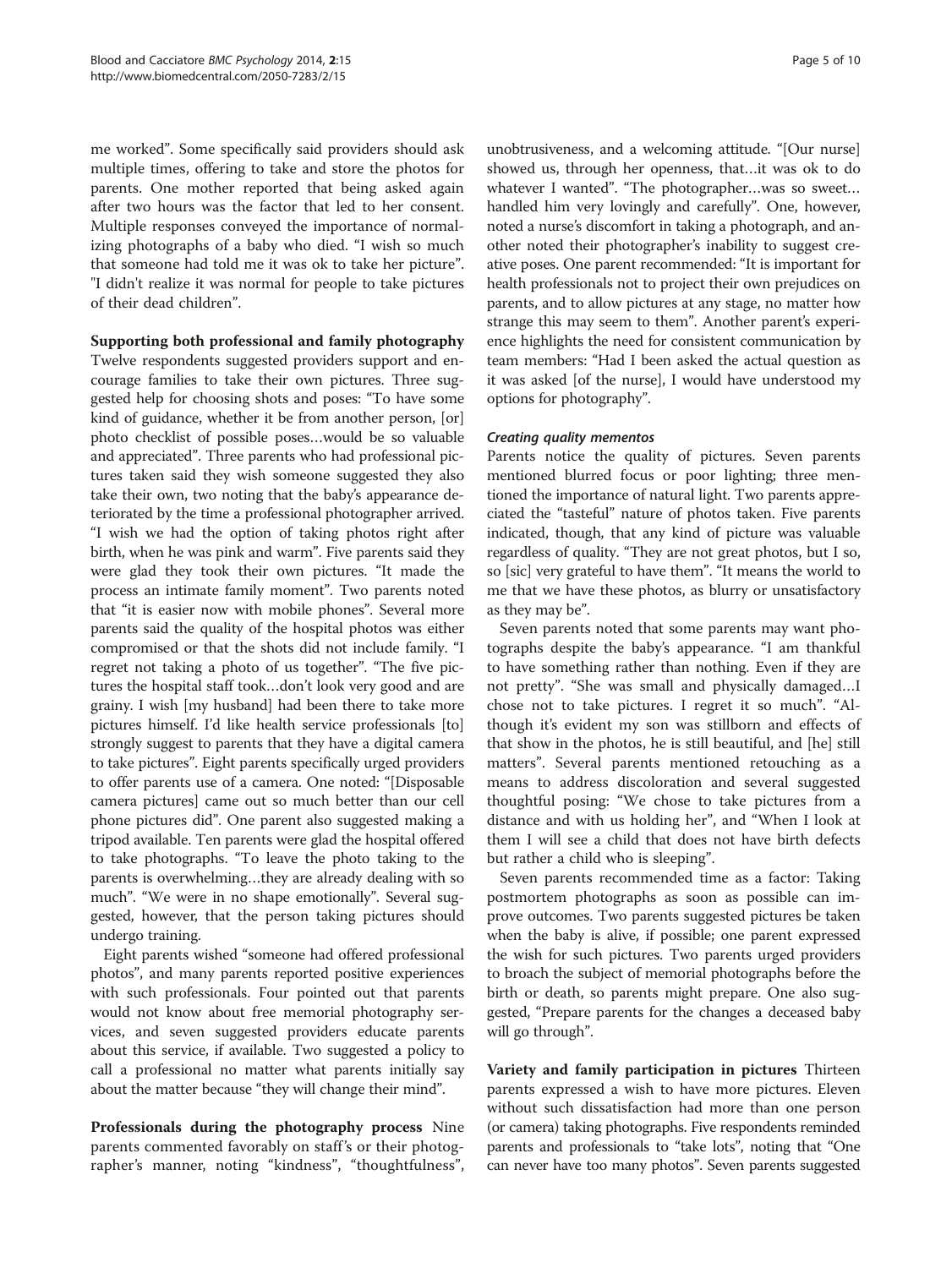me worked". Some specifically said providers should ask multiple times, offering to take and store the photos for parents. One mother reported that being asked again after two hours was the factor that led to her consent. Multiple responses conveyed the importance of normalizing photographs of a baby who died. "I wish so much that someone had told me it was ok to take her picture". "I didn't realize it was normal for people to take pictures of their dead children".

**Supporting both professional and family photography** Twelve respondents suggested providers support and encourage families to take their own pictures. Three suggested help for choosing shots and poses: "To have some kind of guidance, whether it be from another person, [or] photo checklist of possible poses…would be so valuable and appreciated". Three parents who had professional pictures taken said they wish someone suggested they also take their own, two noting that the baby's appearance deteriorated by the time a professional photographer arrived. "I wish we had the option of taking photos right after birth, when he was pink and warm". Five parents said they were glad they took their own pictures. "It made the process an intimate family moment". Two parents noted that "it is easier now with mobile phones". Several more parents said the quality of the hospital photos was either compromised or that the shots did not include family. "I regret not taking a photo of us together". "The five pictures the hospital staff took…don't look very good and are grainy. I wish [my husband] had been there to take more pictures himself. I'd like health service professionals [to] strongly suggest to parents that they have a digital camera to take pictures". Eight parents specifically urged providers to offer parents use of a camera. One noted: "[Disposable camera pictures] came out so much better than our cell phone pictures did". One parent also suggested making a tripod available. Ten parents were glad the hospital offered to take photographs. "To leave the photo taking to the parents is overwhelming…they are already dealing with so much". "We were in no shape emotionally". Several suggested, however, that the person taking pictures should undergo training.

Eight parents wished "someone had offered professional photos", and many parents reported positive experiences with such professionals. Four pointed out that parents would not know about free memorial photography services, and seven suggested providers educate parents about this service, if available. Two suggested a policy to call a professional no matter what parents initially say about the matter because "they will change their mind".

**Professionals during the photography process** Nine parents commented favorably on staff's or their photographer's manner, noting "kindness", "thoughtfulness", unobtrusiveness, and a welcoming attitude. "[Our nurse] showed us, through her openness, that…it was ok to do whatever I wanted". "The photographer…was so sweet… handled him very lovingly and carefully". One, however, noted a nurse's discomfort in taking a photograph, and another noted their photographer's inability to suggest creative poses. One parent recommended: "It is important for health professionals not to project their own prejudices on parents, and to allow pictures at any stage, no matter how strange this may seem to them". Another parent's experience highlights the need for consistent communication by team members: "Had I been asked the actual question as it was asked [of the nurse], I would have understood my options for photography".

#### *Creating quality mementos*

Parents notice the quality of pictures. Seven parents mentioned blurred focus or poor lighting; three mentioned the importance of natural light. Two parents appreciated the "tasteful" nature of photos taken. Five parents indicated, though, that any kind of picture was valuable regardless of quality. "They are not great photos, but I so, so [sic] very grateful to have them". "It means the world to me that we have these photos, as blurry or unsatisfactory as they may be".

Seven parents noted that some parents may want photographs despite the baby's appearance. "I am thankful to have something rather than nothing. Even if they are not pretty". "She was small and physically damaged…I chose not to take pictures. I regret it so much". "Although it's evident my son was stillborn and effects of that show in the photos, he is still beautiful, and [he] still matters". Several parents mentioned retouching as a means to address discoloration and several suggested thoughtful posing: "We chose to take pictures from a distance and with us holding her", and "When I look at them I will see a child that does not have birth defects but rather a child who is sleeping".

Seven parents recommended time as a factor: Taking postmortem photographs as soon as possible can improve outcomes. Two parents suggested pictures be taken when the baby is alive, if possible; one parent expressed the wish for such pictures. Two parents urged providers to broach the subject of memorial photographs before the birth or death, so parents might prepare. One also suggested, "Prepare parents for the changes a deceased baby will go through".

**Variety and family participation in pictures** Thirteen parents expressed a wish to have more pictures. Eleven without such dissatisfaction had more than one person (or camera) taking photographs. Five respondents reminded parents and professionals to "take lots", noting that "One can never have too many photos". Seven parents suggested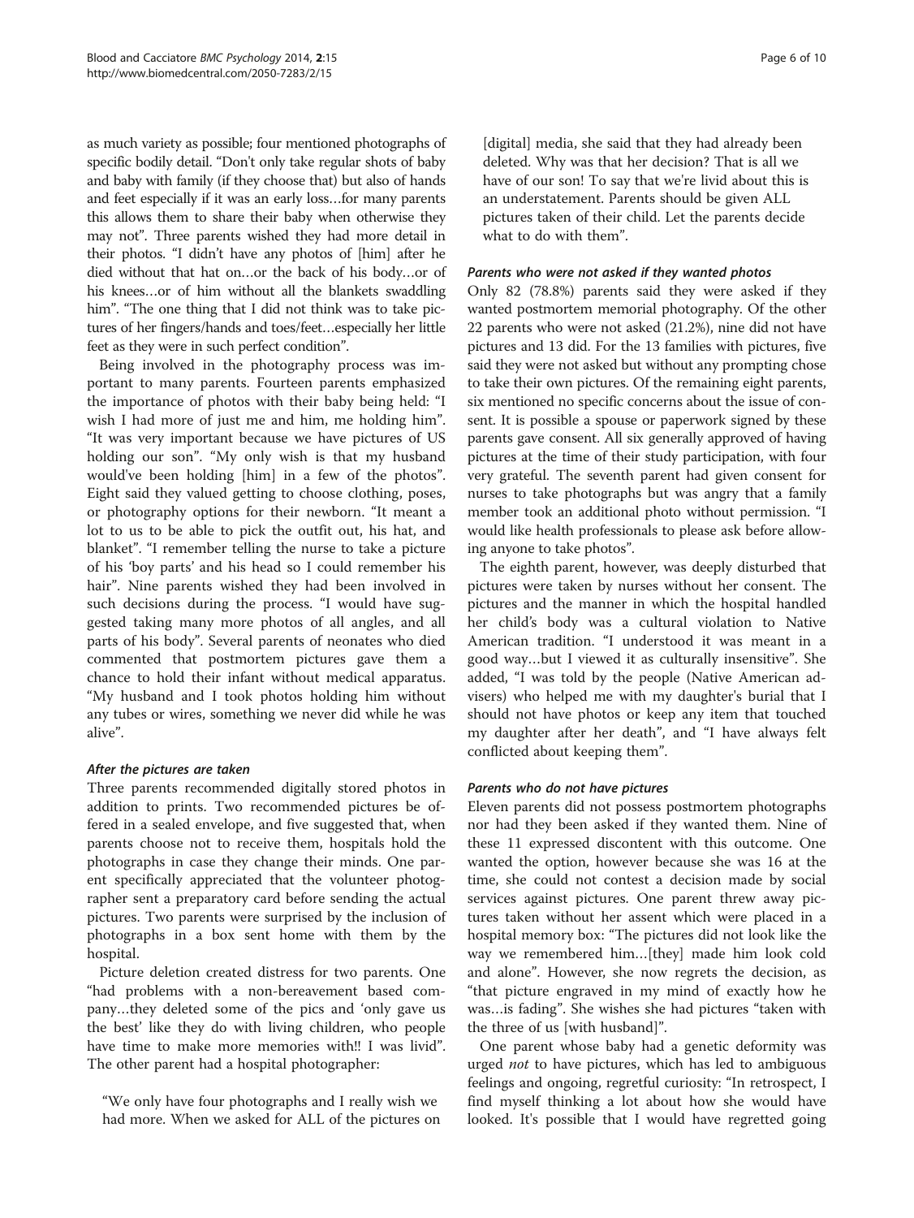as much variety as possible; four mentioned photographs of specific bodily detail. "Don't only take regular shots of baby and baby with family (if they choose that) but also of hands and feet especially if it was an early loss…for many parents this allows them to share their baby when otherwise they may not". Three parents wished they had more detail in their photos. "I didn't have any photos of [him] after he died without that hat on…or the back of his body…or of his knees…or of him without all the blankets swaddling him". "The one thing that I did not think was to take pictures of her fingers/hands and toes/feet…especially her little feet as they were in such perfect condition".

Being involved in the photography process was important to many parents. Fourteen parents emphasized the importance of photos with their baby being held: "I wish I had more of just me and him, me holding him". "It was very important because we have pictures of US holding our son". "My only wish is that my husband would've been holding [him] in a few of the photos". Eight said they valued getting to choose clothing, poses, or photography options for their newborn. "It meant a lot to us to be able to pick the outfit out, his hat, and blanket". "I remember telling the nurse to take a picture of his 'boy parts' and his head so I could remember his hair". Nine parents wished they had been involved in such decisions during the process. "I would have suggested taking many more photos of all angles, and all parts of his body". Several parents of neonates who died commented that postmortem pictures gave them a chance to hold their infant without medical apparatus. "My husband and I took photos holding him without any tubes or wires, something we never did while he was alive".

#### *After the pictures are taken*

Three parents recommended digitally stored photos in addition to prints. Two recommended pictures be offered in a sealed envelope, and five suggested that, when parents choose not to receive them, hospitals hold the photographs in case they change their minds. One parent specifically appreciated that the volunteer photographer sent a preparatory card before sending the actual pictures. Two parents were surprised by the inclusion of photographs in a box sent home with them by the hospital.

Picture deletion created distress for two parents. One "had problems with a non-bereavement based company…they deleted some of the pics and 'only gave us the best' like they do with living children, who people have time to make more memories with!! I was livid". The other parent had a hospital photographer:

> "We only have four photographs and I really wish we had more. When we asked for ALL of the pictures on [digital] media, she said that they had already been deleted. Why was that her decision? That is all we have of our son! To say that we're livid about this is an understatement. Parents should be given ALL pictures taken of their child. Let the parents decide what to do with them".

#### *Parents who were not asked if they wanted photos*

Only 82 (78.8%) parents said they were asked if they wanted postmortem memorial photography. Of the other 22 parents who were not asked (21.2%), nine did not have pictures and 13 did. For the 13 families with pictures, five said they were not asked but without any prompting chose to take their own pictures. Of the remaining eight parents, six mentioned no specific concerns about the issue of consent. It is possible a spouse or paperwork signed by these parents gave consent. All six generally approved of having pictures at the time of their study participation, with four very grateful. The seventh parent had given consent for nurses to take photographs but was angry that a family member took an additional photo without permission. "I would like health professionals to please ask before allowing anyone to take photos".

The eighth parent, however, was deeply disturbed that pictures were taken by nurses without her consent. The pictures and the manner in which the hospital handled her child's body was a cultural violation to Native American tradition. "I understood it was meant in a good way…but I viewed it as culturally insensitive". She added, "I was told by the people (Native American advisers) who helped me with my daughter's burial that I should not have photos or keep any item that touched my daughter after her death", and "I have always felt conflicted about keeping them".

#### *Parents who do not have pictures*

Eleven parents did not possess postmortem photographs nor had they been asked if they wanted them. Nine of these 11 expressed discontent with this outcome. One wanted the option, however because she was 16 at the time, she could not contest a decision made by social services against pictures. One parent threw away pictures taken without her assent which were placed in a hospital memory box: "The pictures did not look like the way we remembered him…[they] made him look cold and alone". However, she now regrets the decision, as "that picture engraved in my mind of exactly how he was…is fading". She wishes she had pictures "taken with the three of us [with husband]".

One parent whose baby had a genetic deformity was urged *not* to have pictures, which has led to ambiguous feelings and ongoing, regretful curiosity: "In retrospect, I find myself thinking a lot about how she would have looked. It's possible that I would have regretted going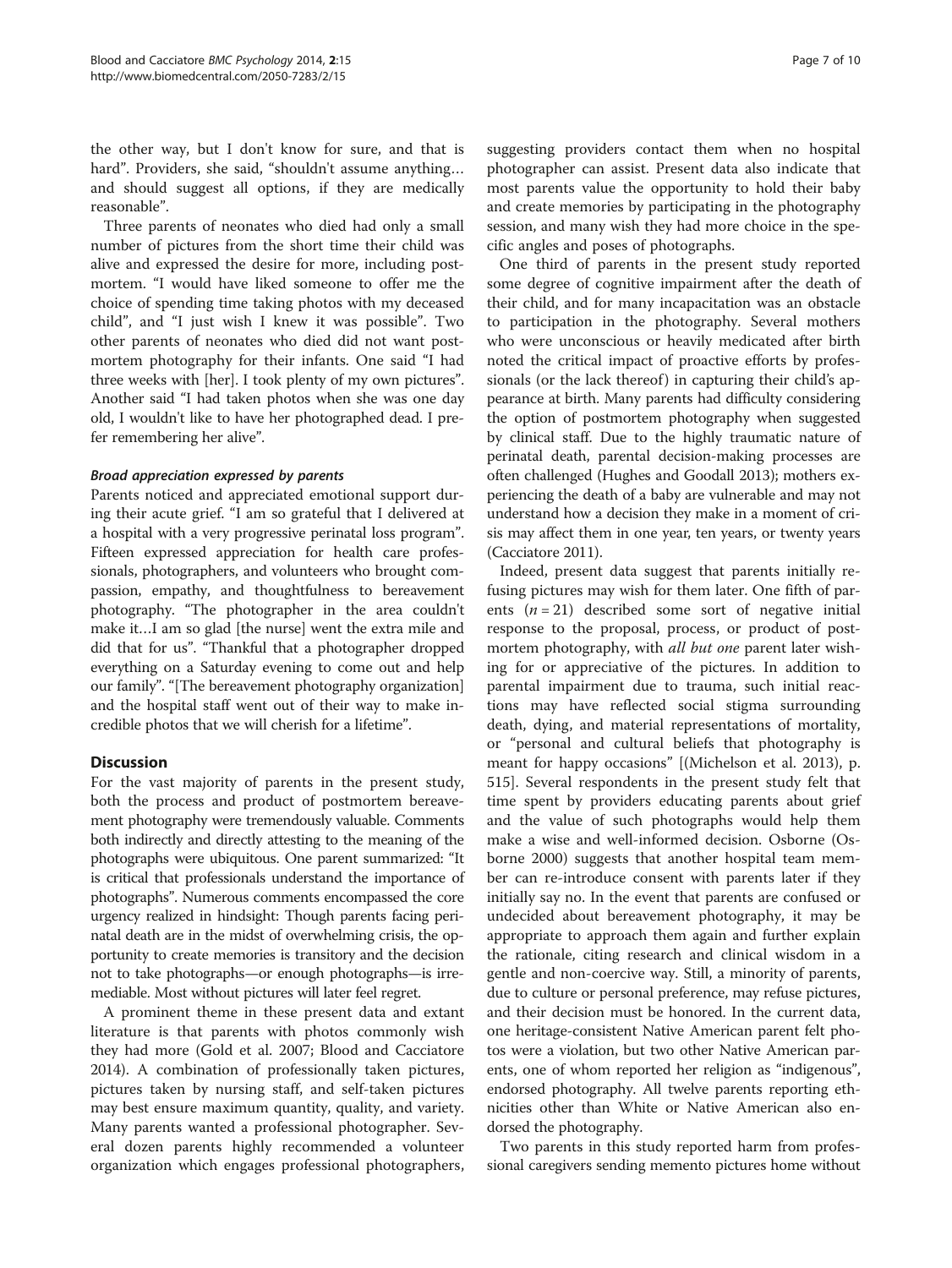the other way, but I don't know for sure, and that is hard". Providers, she said, "shouldn't assume anything… and should suggest all options, if they are medically reasonable".

Three parents of neonates who died had only a small number of pictures from the short time their child was alive and expressed the desire for more, including postmortem. "I would have liked someone to offer me the choice of spending time taking photos with my deceased child", and "I just wish I knew it was possible". Two other parents of neonates who died did not want postmortem photography for their infants. One said "I had three weeks with [her]. I took plenty of my own pictures". Another said "I had taken photos when she was one day old, I wouldn't like to have her photographed dead. I prefer remembering her alive".

#### *Broad appreciation expressed by parents*

Parents noticed and appreciated emotional support during their acute grief. "I am so grateful that I delivered at a hospital with a very progressive perinatal loss program". Fifteen expressed appreciation for health care professionals, photographers, and volunteers who brought compassion, empathy, and thoughtfulness to bereavement photography. "The photographer in the area couldn't make it…I am so glad [the nurse] went the extra mile and did that for us". "Thankful that a photographer dropped everything on a Saturday evening to come out and help our family". "[The bereavement photography organization] and the hospital staff went out of their way to make incredible photos that we will cherish for a lifetime".

## Discussion

For the vast majority of parents in the present study, both the process and product of postmortem bereavement photography were tremendously valuable. Comments both indirectly and directly attesting to the meaning of the photographs were ubiquitous. One parent summarized: "It is critical that professionals understand the importance of photographs". Numerous comments encompassed the core urgency realized in hindsight: Though parents facing perinatal death are in the midst of overwhelming crisis, the opportunity to create memories is transitory and the decision not to take photographs—or enough photographs—is irremediable. Most without pictures will later feel regret.

A prominent theme in these present data and extant literature is that parents with photos commonly wish they had more (Gold et al. 2007; Blood and Cacciatore 2014). A combination of professionally taken pictures, pictures taken by nursing staff, and self-taken pictures may best ensure maximum quantity, quality, and variety. Many parents wanted a professional photographer. Several dozen parents highly recommended a volunteer organization which engages professional photographers, suggesting providers contact them when no hospital photographer can assist. Present data also indicate that most parents value the opportunity to hold their baby and create memories by participating in the photography session, and many wish they had more choice in the specific angles and poses of photographs.

One third of parents in the present study reported some degree of cognitive impairment after the death of their child, and for many incapacitation was an obstacle to participation in the photography. Several mothers who were unconscious or heavily medicated after birth noted the critical impact of proactive efforts by professionals (or the lack thereof) in capturing their child's appearance at birth. Many parents had difficulty considering the option of postmortem photography when suggested by clinical staff. Due to the highly traumatic nature of perinatal death, parental decision-making processes are often challenged (Hughes and Goodall 2013); mothers experiencing the death of a baby are vulnerable and may not understand how a decision they make in a moment of crisis may affect them in one year, ten years, or twenty years (Cacciatore 2011).

Indeed, present data suggest that parents initially refusing pictures may wish for them later. One fifth of parents ($n = 21$) described some sort of negative initial response to the proposal, process, or product of postmortem photography, with *all but one* parent later wishing for or appreciative of the pictures. In addition to parental impairment due to trauma, such initial reactions may have reflected social stigma surrounding death, dying, and material representations of mortality, or "personal and cultural beliefs that photography is meant for happy occasions" [(Michelson et al. 2013), p. 515]. Several respondents in the present study felt that time spent by providers educating parents about grief and the value of such photographs would help them make a wise and well-informed decision. Osborne (Osborne 2000) suggests that another hospital team member can re-introduce consent with parents later if they initially say no. In the event that parents are confused or undecided about bereavement photography, it may be appropriate to approach them again and further explain the rationale, citing research and clinical wisdom in a gentle and non-coercive way. Still, a minority of parents, due to culture or personal preference, may refuse pictures, and their decision must be honored. In the current data, one heritage-consistent Native American parent felt photos were a violation, but two other Native American parents, one of whom reported her religion as "indigenous", endorsed photography. All twelve parents reporting ethnicities other than White or Native American also endorsed the photography.

Two parents in this study reported harm from professional caregivers sending memento pictures home without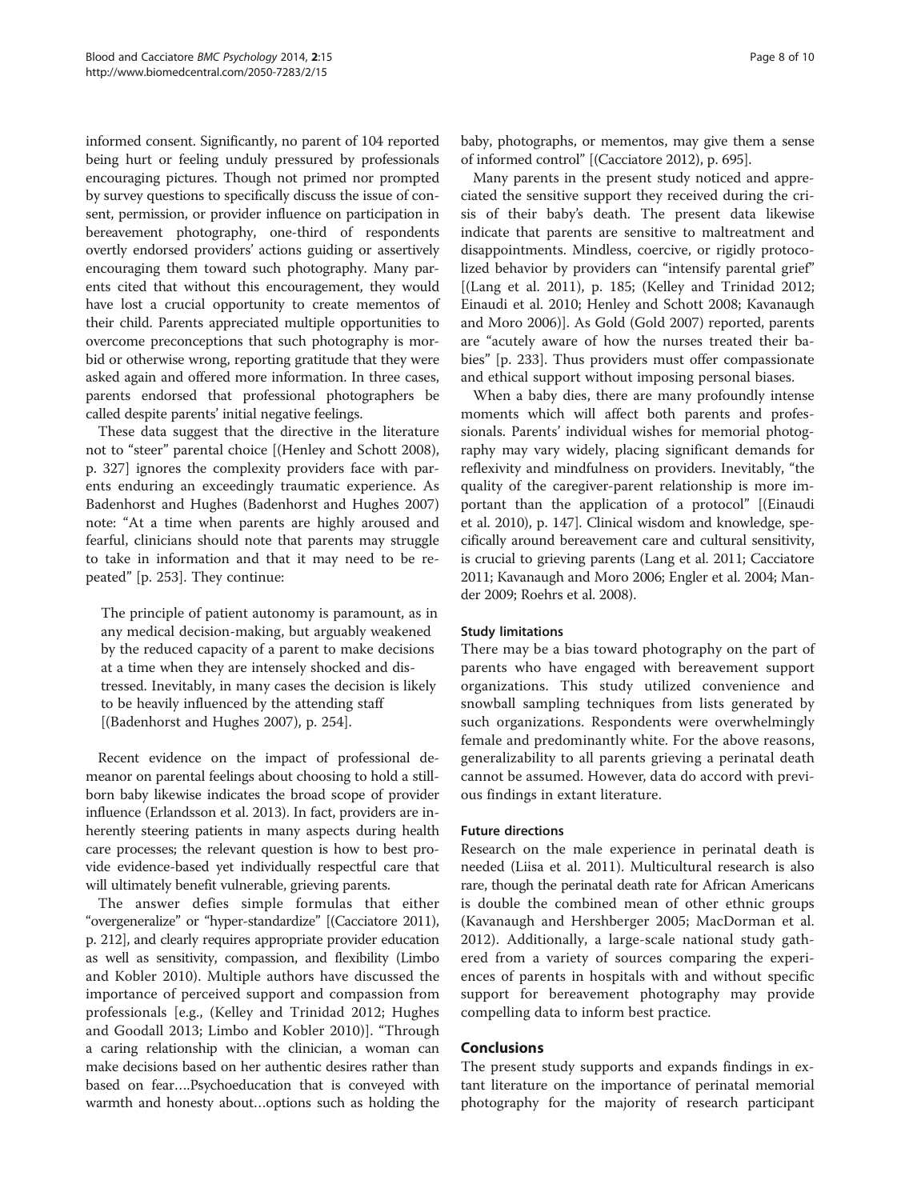informed consent. Significantly, no parent of 104 reported being hurt or feeling unduly pressured by professionals encouraging pictures. Though not primed nor prompted by survey questions to specifically discuss the issue of consent, permission, or provider influence on participation in bereavement photography, one-third of respondents overtly endorsed providers' actions guiding or assertively encouraging them toward such photography. Many parents cited that without this encouragement, they would have lost a crucial opportunity to create mementos of their child. Parents appreciated multiple opportunities to overcome preconceptions that such photography is morbid or otherwise wrong, reporting gratitude that they were asked again and offered more information. In three cases, parents endorsed that professional photographers be called despite parents' initial negative feelings.

These data suggest that the directive in the literature not to "steer" parental choice [(Henley and Schott 2008), p. 327] ignores the complexity providers face with parents enduring an exceedingly traumatic experience. As Badenhorst and Hughes (Badenhorst and Hughes 2007) note: "At a time when parents are highly aroused and fearful, clinicians should note that parents may struggle to take in information and that it may need to be repeated" [p. 253]. They continue:

> The principle of patient autonomy is paramount, as in any medical decision-making, but arguably weakened by the reduced capacity of a parent to make decisions at a time when they are intensely shocked and distressed. Inevitably, in many cases the decision is likely to be heavily influenced by the attending staff [(Badenhorst and Hughes 2007), p. 254].

Recent evidence on the impact of professional demeanor on parental feelings about choosing to hold a stillborn baby likewise indicates the broad scope of provider influence (Erlandsson et al. 2013). In fact, providers are inherently steering patients in many aspects during health care processes; the relevant question is how to best provide evidence-based yet individually respectful care that will ultimately benefit vulnerable, grieving parents.

The answer defies simple formulas that either "overgeneralize" or "hyper-standardize" [(Cacciatore 2011), p. 212], and clearly requires appropriate provider education as well as sensitivity, compassion, and flexibility (Limbo and Kobler 2010). Multiple authors have discussed the importance of perceived support and compassion from professionals [e.g., (Kelley and Trinidad 2012; Hughes and Goodall 2013; Limbo and Kobler 2010)]. "Through a caring relationship with the clinician, a woman can make decisions based on her authentic desires rather than based on fear….Psychoeducation that is conveyed with warmth and honesty about…options such as holding the baby, photographs, or mementos, may give them a sense of informed control" [(Cacciatore 2012), p. 695].

Many parents in the present study noticed and appreciated the sensitive support they received during the crisis of their baby's death. The present data likewise indicate that parents are sensitive to maltreatment and disappointments. Mindless, coercive, or rigidly protocolized behavior by providers can "intensify parental grief" [(Lang et al. 2011), p. 185; (Kelley and Trinidad 2012; Einaudi et al. 2010; Henley and Schott 2008; Kavanaugh and Moro 2006)]. As Gold (Gold 2007) reported, parents are "acutely aware of how the nurses treated their babies" [p. 233]. Thus providers must offer compassionate and ethical support without imposing personal biases.

When a baby dies, there are many profoundly intense moments which will affect both parents and professionals. Parents' individual wishes for memorial photography may vary widely, placing significant demands for reflexivity and mindfulness on providers. Inevitably, "the quality of the caregiver-parent relationship is more important than the application of a protocol" [(Einaudi et al. 2010), p. 147]. Clinical wisdom and knowledge, specifically around bereavement care and cultural sensitivity, is crucial to grieving parents (Lang et al. 2011; Cacciatore 2011; Kavanaugh and Moro 2006; Engler et al. 2004; Mander 2009; Roehrs et al. 2008).

### Study limitations

There may be a bias toward photography on the part of parents who have engaged with bereavement support organizations. This study utilized convenience and snowball sampling techniques from lists generated by such organizations. Respondents were overwhelmingly female and predominantly white. For the above reasons, generalizability to all parents grieving a perinatal death cannot be assumed. However, data do accord with previous findings in extant literature.

### Future directions

Research on the male experience in perinatal death is needed (Liisa et al. 2011). Multicultural research is also rare, though the perinatal death rate for African Americans is double the combined mean of other ethnic groups (Kavanaugh and Hershberger 2005; MacDorman et al. 2012). Additionally, a large-scale national study gathered from a variety of sources comparing the experiences of parents in hospitals with and without specific support for bereavement photography may provide compelling data to inform best practice.

## Conclusions

The present study supports and expands findings in extant literature on the importance of perinatal memorial photography for the majority of research participant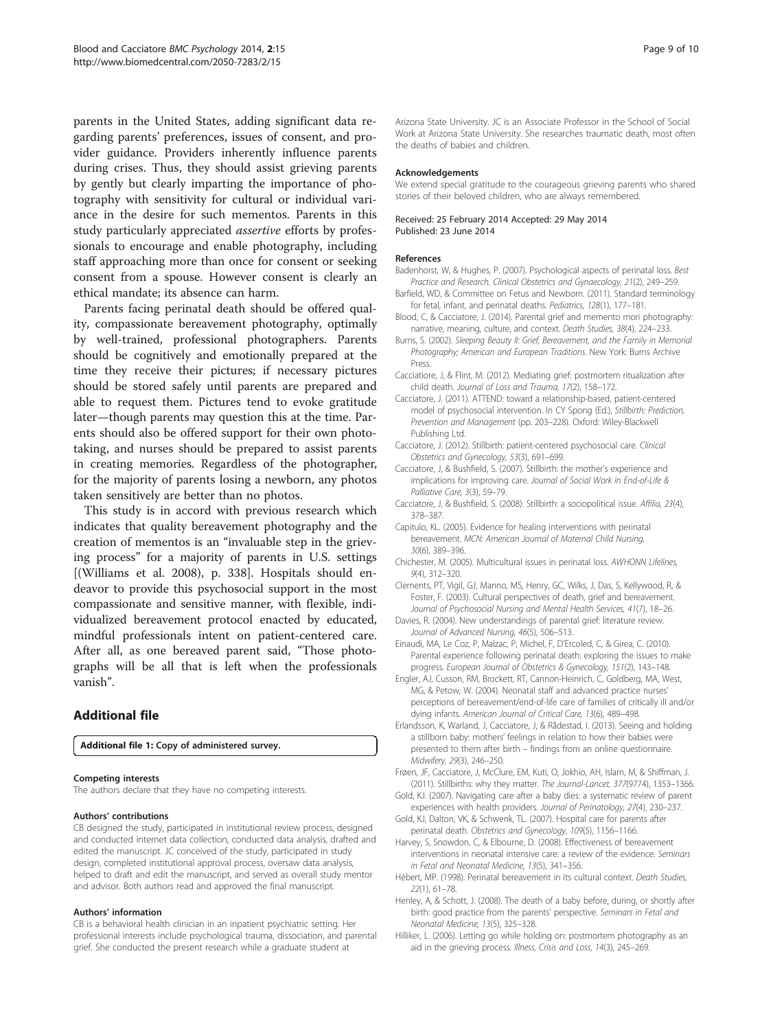parents in the United States, adding significant data regarding parents' preferences, issues of consent, and provider guidance. Providers inherently influence parents during crises. Thus, they should assist grieving parents by gently but clearly imparting the importance of photography with sensitivity for cultural or individual variance in the desire for such mementos. Parents in this study particularly appreciated *assertive* efforts by professionals to encourage and enable photography, including staff approaching more than once for consent or seeking consent from a spouse. However consent is clearly an ethical mandate; its absence can harm.

Parents facing perinatal death should be offered quality, compassionate bereavement photography, optimally by well-trained, professional photographers. Parents should be cognitively and emotionally prepared at the time they receive their pictures; if necessary pictures should be stored safely until parents are prepared and able to request them. Pictures tend to evoke gratitude later—though parents may question this at the time. Parents should also be offered support for their own phototaking, and nurses should be prepared to assist parents in creating memories. Regardless of the photographer, for the majority of parents losing a newborn, any photos taken sensitively are better than no photos.

This study is in accord with previous research which indicates that quality bereavement photography and the creation of mementos is an "invaluable step in the grieving process" for a majority of parents in U.S. settings [(Williams et al. 2008), p. 338]. Hospitals should endeavor to provide this psychosocial support in the most compassionate and sensitive manner, with flexible, individualized bereavement protocol enacted by educated, mindful professionals intent on patient-centered care. After all, as one bereaved parent said, "Those photographs will be all that is left when the professionals vanish".

## Additional file

**Additional file 1: Copy of administered survey.**

#### Competing interests

The authors declare that they have no competing interests.

#### Authors' contributions

CB designed the study, participated in institutional review process, designed and conducted internet data collection, conducted data analysis, drafted and edited the manuscript. JC conceived of the study, participated in study design, completed institutional approval process, oversaw data analysis, helped to draft and edit the manuscript, and served as overall study mentor and advisor. Both authors read and approved the final manuscript.

#### Authors' information

CB is a behavioral health clinician in an inpatient psychiatric setting. Her professional interests include psychological trauma, dissociation, and parental grief. She conducted the present research while a graduate student at Arizona State University. JC is an Associate Professor in the School of Social Work at Arizona State University. She researches traumatic death, most often the deaths of babies and children.

#### Acknowledgements

We extend special gratitude to the courageous grieving parents who shared stories of their beloved children, who are always remembered.

Received: 25 February 2014 Accepted: 29 May 2014
Published: 23 June 2014

#### References

Badenhorst, W, & Hughes, P. (2007). Psychological aspects of perinatal loss. *Best Practice and Research. Clinical Obstetrics and Gynaecology, 21*(2), 249–259.

Barfield, WD, & Committee on Fetus and Newborn. (2011). Standard terminology for fetal, infant, and perinatal deaths. *Pediatrics, 128*(1), 177–181.

Blood, C, & Cacciatore, J. (2014). Parental grief and memento mori photography: narrative, meaning, culture, and context. *Death Studies, 38*(4), 224–233.

Burns, S. (2002). *Sleeping Beauty II: Grief, Bereavement, and the Family in Memorial Photography; American and European Traditions*. New York: Burns Archive Press.

Cacciatore, J, & Flint, M. (2012). Mediating grief: postmortem ritualization after child death. *Journal of Loss and Trauma, 17*(2), 158–172.

Cacciatore, J. (2011). ATTEND: toward a relationship-based, patient-centered model of psychosocial intervention. In CY Spong (Ed.), *Stillbirth: Prediction, Prevention and Management* (pp. 203–228). Oxford: Wiley-Blackwell Publishing Ltd.

Cacciatore, J. (2012). Stillbirth: patient-centered psychosocial care. *Clinical Obstetrics and Gynecology, 53*(3), 691–699.

Cacciatore, J, & Bushfield, S. (2007). Stillbirth: the mother's experience and implications for improving care. *Journal of Social Work in End-of-Life & Palliative Care, 3*(3), 59–79.

Cacciatore, J, & Bushfield, S. (2008). Stillbirth: a sociopolitical issue. *Affilia, 23*(4), 378–387.

Capitulo, KL. (2005). Evidence for healing interventions with perinatal bereavement. *MCN: American Journal of Maternal Child Nursing, 30*(6), 389–396.

Chichester, M. (2005). Multicultural issues in perinatal loss. *AWHONN Lifelines, 9*(4), 312–320.

Clements, PT, Vigil, GJ, Manno, MS, Henry, GC, Wilks, J, Das, S, Kellywood, R, & Foster, F. (2003). Cultural perspectives of death, grief and bereavement. *Journal of Psychosocial Nursing and Mental Health Services, 41*(7), 18–26.

Davies, R. (2004). New understandings of parental grief: literature review. *Journal of Advanced Nursing, 46*(5), 506–513.

Einaudi, MA, Le Coz, P, Malzac, P, Michel, F, D'Ercoled, C, & Girea, C. (2010). Parental experience following perinatal death: exploring the issues to make progress. *European Journal of Obstetrics & Gynecology, 151*(2), 143–148.

Engler, AJ, Cusson, RM, Brockett, RT, Cannon-Heinrich, C, Goldberg, MA, West, MG, & Petow, W. (2004). Neonatal staff and advanced practice nurses' perceptions of bereavement/end-of-life care of families of critically ill and/or dying infants. *American Journal of Critical Care, 13*(6), 489–498.

Erlandsson, K, Warland, J, Cacciatore, J, & Rådestad, I. (2013). Seeing and holding a stillborn baby: mothers' feelings in relation to how their babies were presented to them after birth – findings from an online questionnaire. *Midwifery, 29*(3), 246–250.

Frøen, JF, Cacciatore, J, McClure, EM, Kuti, O, Jokhio, AH, Islam, M, & Shiffman, J. (2011). Stillbirths: why they matter. *The Journal-Lancet, 377*(9774), 1353–1366.

Gold, KJ. (2007). Navigating care after a baby dies: a systematic review of parent experiences with health providers. *Journal of Perinatology, 27*(4), 230–237.

Gold, KJ, Dalton, VK, & Schwenk, TL. (2007). Hospital care for parents after perinatal death. *Obstetrics and Gynecology, 109*(5), 1156–1166.

Harvey, S, Snowdon, C, & Elbourne, D. (2008). Effectiveness of bereavement interventions in neonatal intensive care: a review of the evidence. *Seminars in Fetal and Neonatal Medicine, 13*(5), 341–356.

Hébert, MP. (1998). Perinatal bereavement in its cultural context. *Death Studies, 22*(1), 61–78.

Henley, A, & Schott, J. (2008). The death of a baby before, during, or shortly after birth: good practice from the parents' perspective. *Seminars in Fetal and Neonatal Medicine, 13*(5), 325–328.

Hilliker, L. (2006). Letting go while holding on: postmortem photography as an aid in the grieving process. *Illness, Crisis and Loss, 14*(3), 245–269.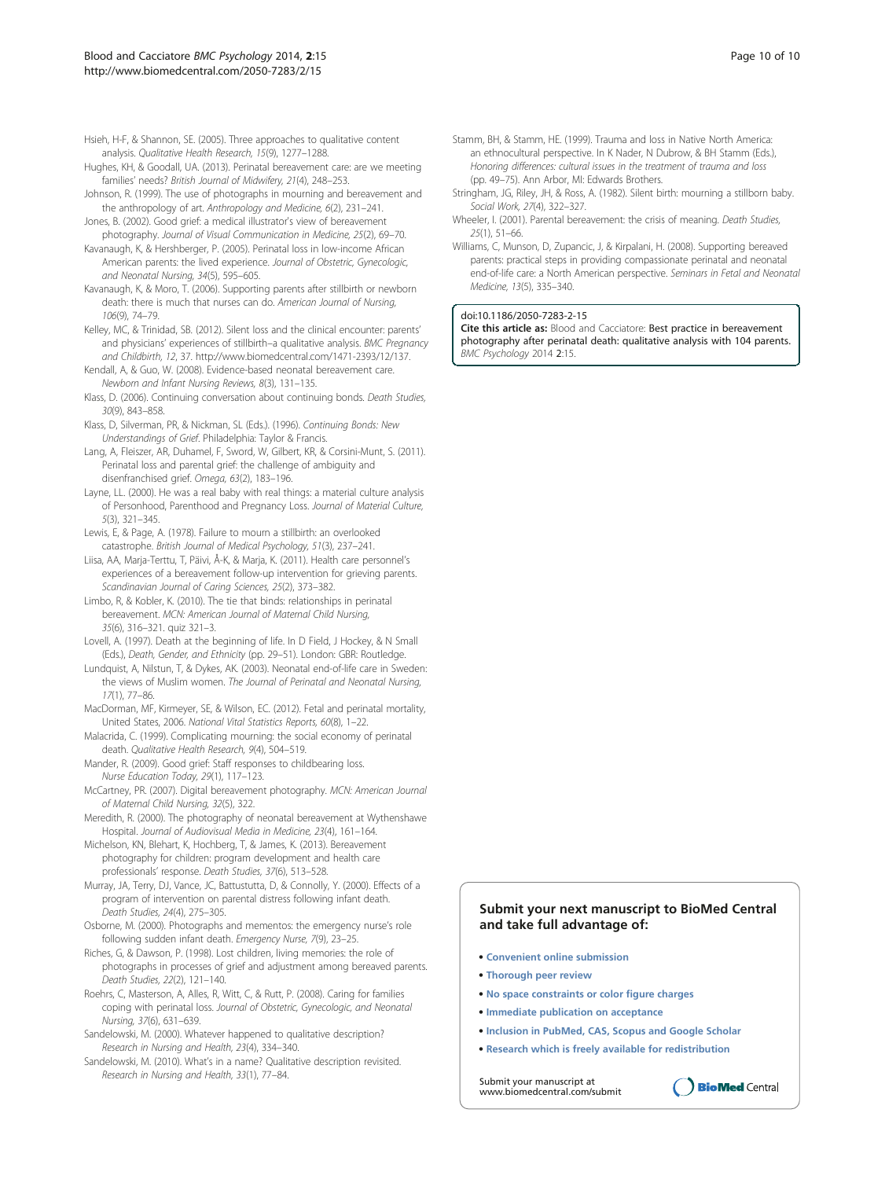Hsieh, H-F, & Shannon, SE. (2005). Three approaches to qualitative content analysis. *Qualitative Health Research, 15*(9), 1277–1288.

Hughes, KH, & Goodall, UA. (2013). Perinatal bereavement care: are we meeting families' needs? *British Journal of Midwifery, 21*(4), 248–253.

Johnson, R. (1999). The use of photographs in mourning and bereavement and the anthropology of art. *Anthropology and Medicine, 6*(2), 231–241.

Jones, B. (2002). Good grief: a medical illustrator's view of bereavement photography. *Journal of Visual Communication in Medicine, 25*(2), 69–70.

Kavanaugh, K, & Hershberger, P. (2005). Perinatal loss in low-income African American parents: the lived experience. *Journal of Obstetric, Gynecologic, and Neonatal Nursing, 34*(5), 595–605.

Kavanaugh, K, & Moro, T. (2006). Supporting parents after stillbirth or newborn death: there is much that nurses can do. *American Journal of Nursing, 106*(9), 74–79.

Kelley, MC, & Trinidad, SB. (2012). Silent loss and the clinical encounter: parents' and physicians' experiences of stillbirth–a qualitative analysis. *BMC Pregnancy and Childbirth, 12*, 37. http://www.biomedcentral.com/1471-2393/12/137.

Kendall, A, & Guo, W. (2008). Evidence-based neonatal bereavement care. *Newborn and Infant Nursing Reviews, 8*(3), 131–135.

Klass, D. (2006). Continuing conversation about continuing bonds. *Death Studies, 30*(9), 843–858.

Klass, D, Silverman, PR, & Nickman, SL (Eds.). (1996). *Continuing Bonds: New Understandings of Grief*. Philadelphia: Taylor & Francis.

Lang, A, Fleiszer, AR, Duhamel, F, Sword, W, Gilbert, KR, & Corsini-Munt, S. (2011). Perinatal loss and parental grief: the challenge of ambiguity and disenfranchised grief. *Omega, 63*(2), 183–196.

Layne, LL. (2000). He was a real baby with real things: a material culture analysis of Personhood, Parenthood and Pregnancy Loss. *Journal of Material Culture, 5*(3), 321–345.

Lewis, E, & Page, A. (1978). Failure to mourn a stillbirth: an overlooked catastrophe. *British Journal of Medical Psychology, 51*(3), 237–241.

Liisa, AA, Marja-Terttu, T, Päivi, Å-K, & Marja, K. (2011). Health care personnel's experiences of a bereavement follow-up intervention for grieving parents. *Scandinavian Journal of Caring Sciences, 25*(2), 373–382.

Limbo, R, & Kobler, K. (2010). The tie that binds: relationships in perinatal bereavement. *MCN: American Journal of Maternal Child Nursing, 35*(6), 316–321. quiz 321–3.

Lovell, A. (1997). Death at the beginning of life. In D Field, J Hockey, & N Small (Eds.), *Death, Gender, and Ethnicity* (pp. 29–51). London: GBR: Routledge.

Lundquist, A, Nilstun, T, & Dykes, AK. (2003). Neonatal end-of-life care in Sweden: the views of Muslim women. *The Journal of Perinatal and Neonatal Nursing, 17*(1), 77–86.

MacDorman, MF, Kirmeyer, SE, & Wilson, EC. (2012). Fetal and perinatal mortality, United States, 2006. *National Vital Statistics Reports, 60*(8), 1–22.

Malacrida, C. (1999). Complicating mourning: the social economy of perinatal death. *Qualitative Health Research, 9*(4), 504–519.

Mander, R. (2009). Good grief: Staff responses to childbearing loss. *Nurse Education Today, 29*(1), 117–123.

McCartney, PR. (2007). Digital bereavement photography. *MCN: American Journal of Maternal Child Nursing, 32*(5), 322.

Meredith, R. (2000). The photography of neonatal bereavement at Wythenshawe Hospital. *Journal of Audiovisual Media in Medicine, 23*(4), 161–164.

Michelson, KN, Blehart, K, Hochberg, T, & James, K. (2013). Bereavement photography for children: program development and health care professionals' response. *Death Studies, 37*(6), 513–528.

Murray, JA, Terry, DJ, Vance, JC, Battustutta, D, & Connolly, Y. (2000). Effects of a program of intervention on parental distress following infant death. *Death Studies, 24*(4), 275–305.

Osborne, M. (2000). Photographs and mementos: the emergency nurse's role following sudden infant death. *Emergency Nurse, 7*(9), 23–25.

Riches, G, & Dawson, P. (1998). Lost children, living memories: the role of photographs in processes of grief and adjustment among bereaved parents. *Death Studies, 22*(2), 121–140.

Roehrs, C, Masterson, A, Alles, R, Witt, C, & Rutt, P. (2008). Caring for families coping with perinatal loss. *Journal of Obstetric, Gynecologic, and Neonatal Nursing, 37*(6), 631–639.

Sandelowski, M. (2000). Whatever happened to qualitative description? *Research in Nursing and Health, 23*(4), 334–340.

Sandelowski, M. (2010). What's in a name? Qualitative description revisited. *Research in Nursing and Health, 33*(1), 77–84.

Stamm, BH, & Stamm, HE. (1999). Trauma and loss in Native North America: an ethnocultural perspective. In K Nader, N Dubrow, & BH Stamm (Eds.), *Honoring differences: cultural issues in the treatment of trauma and loss* (pp. 49–75). Ann Arbor, MI: Edwards Brothers.

Stringham, JG, Riley, JH, & Ross, A. (1982). Silent birth: mourning a stillborn baby. *Social Work, 27*(4), 322–327.

Wheeler, I. (2001). Parental bereavement: the crisis of meaning. *Death Studies, 25*(1), 51–66.

Williams, C, Munson, D, Zupancic, J, & Kirpalani, H. (2008). Supporting bereaved parents: practical steps in providing compassionate perinatal and neonatal end-of-life care: a North American perspective. *Seminars in Fetal and Neonatal Medicine, 13*(5), 335–340.

doi:10.1186/2050-7283-2-15

**Cite this article as:** Blood and Cacciatore: Best practice in bereavement photography after perinatal death: qualitative analysis with 104 parents. *BMC Psychology* 2014 **2**:15.

**Submit your next manuscript to BioMed Central and take full advantage of:**

- **Convenient online submission**
- **Thorough peer review**
- **No space constraints or color figure charges**
- **Immediate publication on acceptance**
- **Inclusion in PubMed, CAS, Scopus and Google Scholar**
- **Research which is freely available for redistribution**

Submit your manuscript at www.biomedcentral.com/submit

BioMed Central